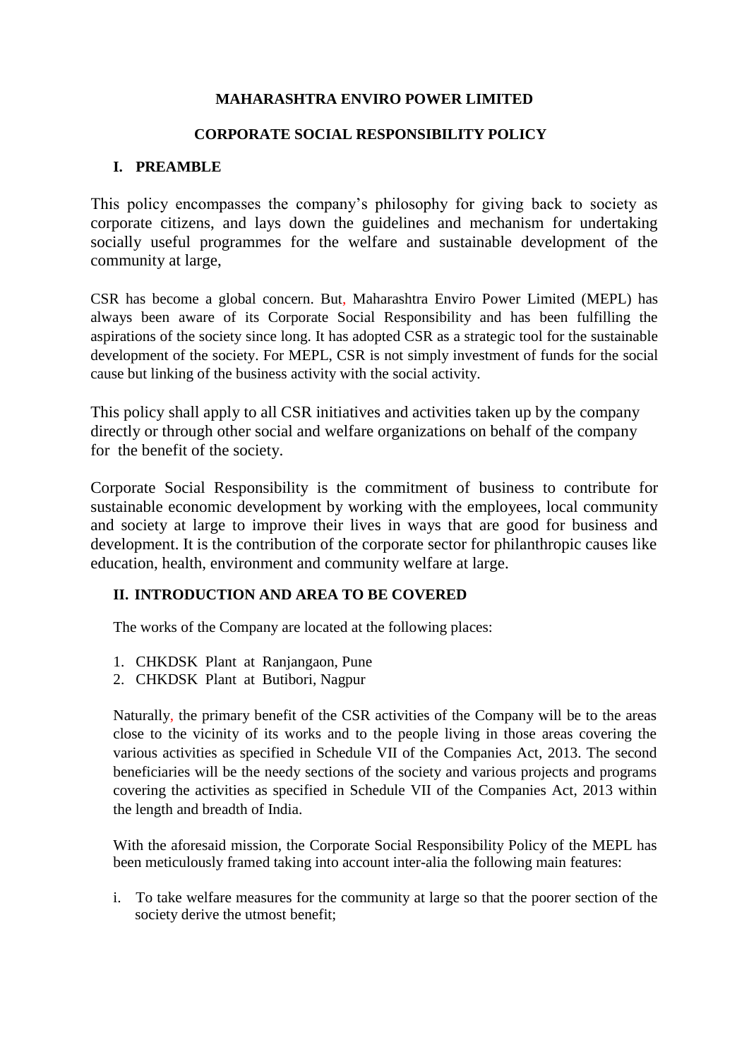**MAHARASHTRA ENVIRO POWER LIMITED**

**CORPORATE SOCIAL RESPONSIBILITY POLICY**

## I. PREAMBLE

This policy encompasses the company's philosophy for giving back to society as corporate citizens, and lays down the guidelines and mechanism for undertaking socially useful programmes for the welfare and sustainable development of the community at large,

CSR has become a global concern. But, Maharashtra Enviro Power Limited (MEPL) has always been aware of its Corporate Social Responsibility and has been fulfilling the aspirations of the society since long. It has adopted CSR as a strategic tool for the sustainable development of the society. For MEPL, CSR is not simply investment of funds for the social cause but linking of the business activity with the social activity.

This policy shall apply to all CSR initiatives and activities taken up by the company directly or through other social and welfare organizations on behalf of the company for the benefit of the society.

Corporate Social Responsibility is the commitment of business to contribute for sustainable economic development by working with the employees, local community and society at large to improve their lives in ways that are good for business and development. It is the contribution of the corporate sector for philanthropic causes like education, health, environment and community welfare at large.

## II. INTRODUCTION AND AREA TO BE COVERED

The works of the Company are located at the following places:

1. CHKDSK Plant at Ranjangaon, Pune
2. CHKDSK Plant at Butibori, Nagpur

Naturally, the primary benefit of the CSR activities of the Company will be to the areas close to the vicinity of its works and to the people living in those areas covering the various activities as specified in Schedule VII of the Companies Act, 2013. The second beneficiaries will be the needy sections of the society and various projects and programs covering the activities as specified in Schedule VII of the Companies Act, 2013 within the length and breadth of India.

With the aforesaid mission, the Corporate Social Responsibility Policy of the MEPL has been meticulously framed taking into account inter-alia the following main features:

i. To take welfare measures for the community at large so that the poorer section of the society derive the utmost benefit;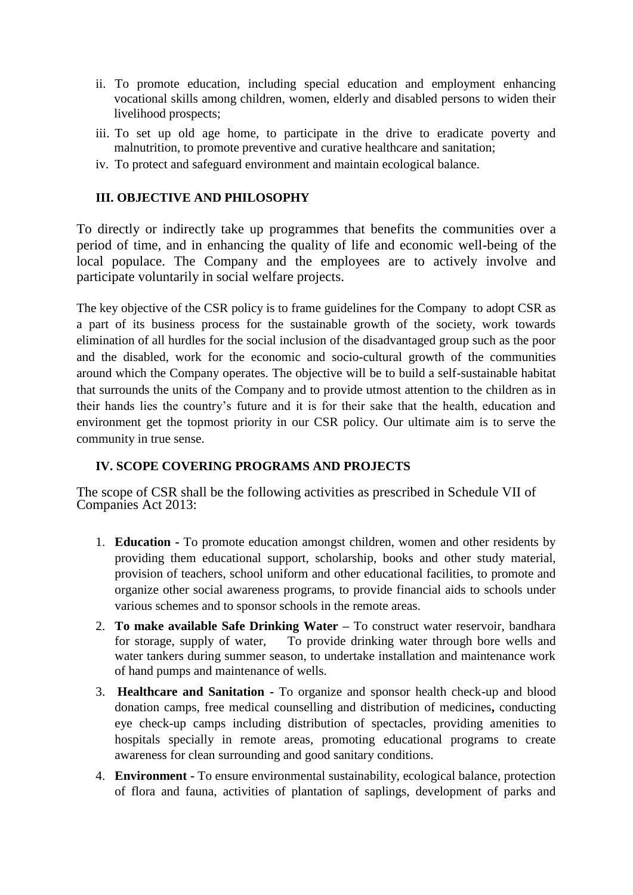ii. To promote education, including special education and employment enhancing vocational skills among children, women, elderly and disabled persons to widen their livelihood prospects;

iii. To set up old age home, to participate in the drive to eradicate poverty and malnutrition, to promote preventive and curative healthcare and sanitation;

iv. To protect and safeguard environment and maintain ecological balance.

## III. OBJECTIVE AND PHILOSOPHY

To directly or indirectly take up programmes that benefits the communities over a period of time, and in enhancing the quality of life and economic well-being of the local populace. The Company and the employees are to actively involve and participate voluntarily in social welfare projects.

The key objective of the CSR policy is to frame guidelines for the Company to adopt CSR as a part of its business process for the sustainable growth of the society, work towards elimination of all hurdles for the social inclusion of the disadvantaged group such as the poor and the disabled, work for the economic and socio-cultural growth of the communities around which the Company operates. The objective will be to build a self-sustainable habitat that surrounds the units of the Company and to provide utmost attention to the children as in their hands lies the country's future and it is for their sake that the health, education and environment get the topmost priority in our CSR policy. Our ultimate aim is to serve the community in true sense.

## IV. SCOPE COVERING PROGRAMS AND PROJECTS

The scope of CSR shall be the following activities as prescribed in Schedule VII of Companies Act 2013:

1. **Education -** To promote education amongst children, women and other residents by providing them educational support, scholarship, books and other study material, provision of teachers, school uniform and other educational facilities, to promote and organize other social awareness programs, to provide financial aids to schools under various schemes and to sponsor schools in the remote areas.
2. **To make available Safe Drinking Water –** To construct water reservoir, bandhara for storage, supply of water, To provide drinking water through bore wells and water tankers during summer season, to undertake installation and maintenance work of hand pumps and maintenance of wells.
3. **Healthcare and Sanitation -** To organize and sponsor health check-up and blood donation camps, free medical counselling and distribution of medicines**,** conducting eye check-up camps including distribution of spectacles, providing amenities to hospitals specially in remote areas, promoting educational programs to create awareness for clean surrounding and good sanitary conditions.
4. **Environment -** To ensure environmental sustainability, ecological balance, protection of flora and fauna, activities of plantation of saplings, development of parks and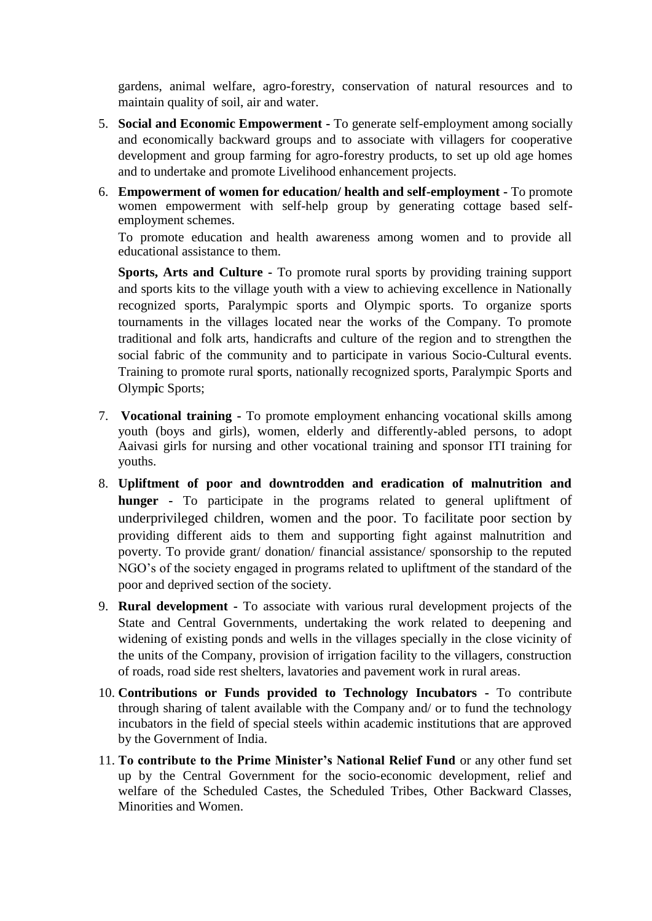gardens, animal welfare, agro-forestry, conservation of natural resources and to maintain quality of soil, air and water.

5. **Social and Economic Empowerment -** To generate self-employment among socially and economically backward groups and to associate with villagers for cooperative development and group farming for agro-forestry products, to set up old age homes and to undertake and promote Livelihood enhancement projects.

6. **Empowerment of women for education/ health and self-employment -** To promote women empowerment with self-help group by generating cottage based self-employment schemes.

   To promote education and health awareness among women and to provide all educational assistance to them.

   **Sports, Arts and Culture -** To promote rural sports by providing training support and sports kits to the village youth with a view to achieving excellence in Nationally recognized sports, Paralympic sports and Olympic sports. To organize sports tournaments in the villages located near the works of the Company. To promote traditional and folk arts, handicrafts and culture of the region and to strengthen the social fabric of the community and to participate in various Socio-Cultural events. Training to promote rural **s**ports, nationally recognized sports, Paralympic Sports and Olymp**i**c Sports;

7. **Vocational training -** To promote employment enhancing vocational skills among youth (boys and girls), women, elderly and differently-abled persons, to adopt Aaivasi girls for nursing and other vocational training and sponsor ITI training for youths.

8. **Upliftment of poor and downtrodden and eradication of malnutrition and hunger -** To participate in the programs related to general upliftment of underprivileged children, women and the poor. To facilitate poor section by providing different aids to them and supporting fight against malnutrition and poverty. To provide grant/ donation/ financial assistance/ sponsorship to the reputed NGO's of the society engaged in programs related to upliftment of the standard of the poor and deprived section of the society.

9. **Rural development -** To associate with various rural development projects of the State and Central Governments, undertaking the work related to deepening and widening of existing ponds and wells in the villages specially in the close vicinity of the units of the Company, provision of irrigation facility to the villagers, construction of roads, road side rest shelters, lavatories and pavement work in rural areas.

10. **Contributions or Funds provided to Technology Incubators -** To contribute through sharing of talent available with the Company and/ or to fund the technology incubators in the field of special steels within academic institutions that are approved by the Government of India.

11. **To contribute to the Prime Minister's National Relief Fund** or any other fund set up by the Central Government for the socio-economic development, relief and welfare of the Scheduled Castes, the Scheduled Tribes, Other Backward Classes, Minorities and Women.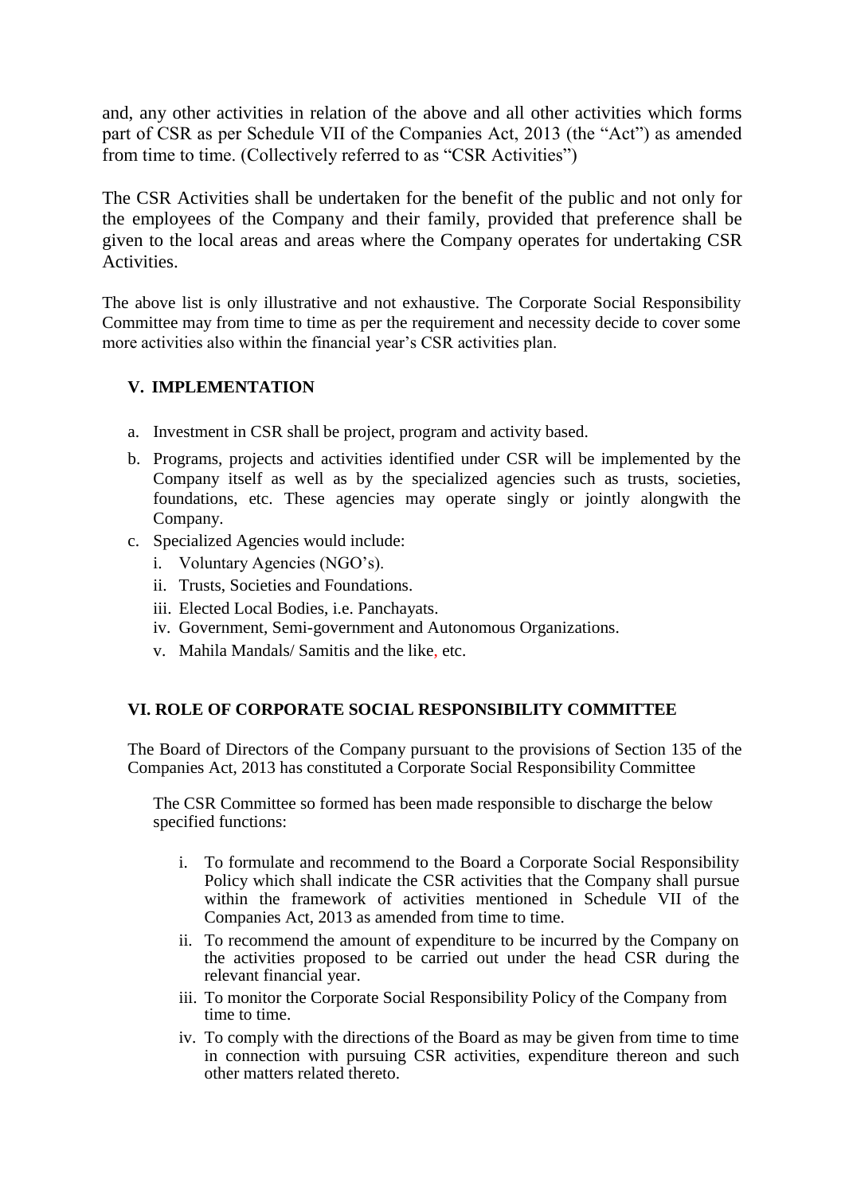and, any other activities in relation of the above and all other activities which forms part of CSR as per Schedule VII of the Companies Act, 2013 (the "Act") as amended from time to time. (Collectively referred to as "CSR Activities")

The CSR Activities shall be undertaken for the benefit of the public and not only for the employees of the Company and their family, provided that preference shall be given to the local areas and areas where the Company operates for undertaking CSR Activities.

The above list is only illustrative and not exhaustive. The Corporate Social Responsibility Committee may from time to time as per the requirement and necessity decide to cover some more activities also within the financial year's CSR activities plan.

## V. IMPLEMENTATION

a. Investment in CSR shall be project, program and activity based.
b. Programs, projects and activities identified under CSR will be implemented by the Company itself as well as by the specialized agencies such as trusts, societies, foundations, etc. These agencies may operate singly or jointly alongwith the Company.
c. Specialized Agencies would include:
   i. Voluntary Agencies (NGO's).
   ii. Trusts, Societies and Foundations.
   iii. Elected Local Bodies, i.e. Panchayats.
   iv. Government, Semi-government and Autonomous Organizations.
   v. Mahila Mandals/ Samitis and the like, etc.

## VI. ROLE OF CORPORATE SOCIAL RESPONSIBILITY COMMITTEE

The Board of Directors of the Company pursuant to the provisions of Section 135 of the Companies Act, 2013 has constituted a Corporate Social Responsibility Committee

The CSR Committee so formed has been made responsible to discharge the below specified functions:

i. To formulate and recommend to the Board a Corporate Social Responsibility Policy which shall indicate the CSR activities that the Company shall pursue within the framework of activities mentioned in Schedule VII of the Companies Act, 2013 as amended from time to time.
ii. To recommend the amount of expenditure to be incurred by the Company on the activities proposed to be carried out under the head CSR during the relevant financial year.
iii. To monitor the Corporate Social Responsibility Policy of the Company from time to time.
iv. To comply with the directions of the Board as may be given from time to time in connection with pursuing CSR activities, expenditure thereon and such other matters related thereto.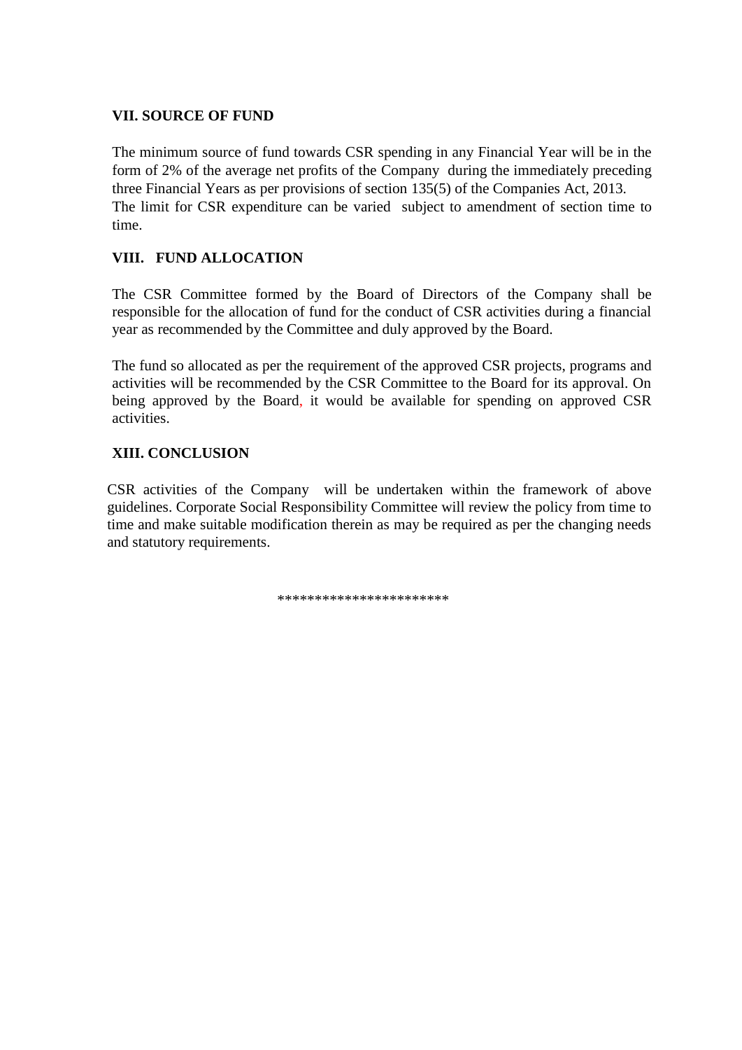## VII. SOURCE OF FUND

The minimum source of fund towards CSR spending in any Financial Year will be in the form of 2% of the average net profits of the Company during the immediately preceding three Financial Years as per provisions of section 135(5) of the Companies Act, 2013. The limit for CSR expenditure can be varied subject to amendment of section time to time.

## VIII. FUND ALLOCATION

The CSR Committee formed by the Board of Directors of the Company shall be responsible for the allocation of fund for the conduct of CSR activities during a financial year as recommended by the Committee and duly approved by the Board.

The fund so allocated as per the requirement of the approved CSR projects, programs and activities will be recommended by the CSR Committee to the Board for its approval. On being approved by the Board, it would be available for spending on approved CSR activities.

## XIII. CONCLUSION

CSR activities of the Company will be undertaken within the framework of above guidelines. Corporate Social Responsibility Committee will review the policy from time to time and make suitable modification therein as may be required as per the changing needs and statutory requirements.

**********************